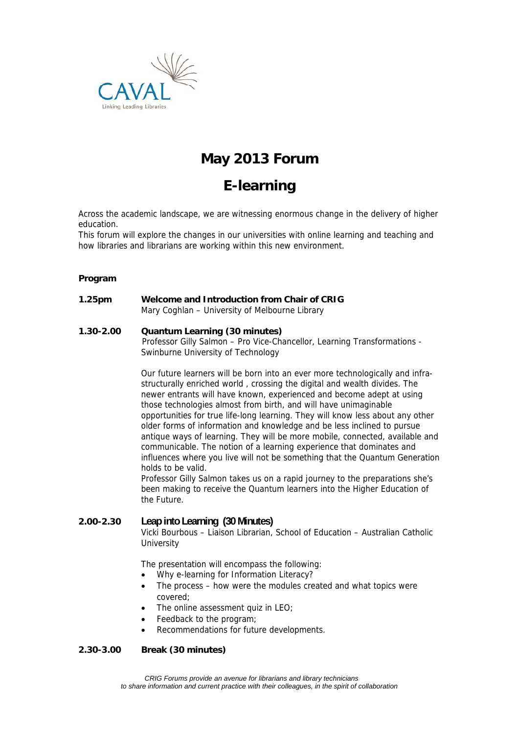CAVAL
Linking Leading Libraries

# May 2013 Forum

# E-learning

Across the academic landscape, we are witnessing enormous change in the delivery of higher education.
This forum will explore the changes in our universities with online learning and teaching and how libraries and librarians are working within this new environment.

**Program**

**1.25pm** **Welcome and Introduction from Chair of CRIG**
Mary Coghlan – University of Melbourne Library

**1.30-2.00** **Quantum Learning (30 minutes)**
Professor Gilly Salmon – Pro Vice-Chancellor, Learning Transformations - Swinburne University of Technology

Our future learners will be born into an ever more technologically and infra-structurally enriched world , crossing the digital and wealth divides. The newer entrants will have known, experienced and become adept at using those technologies almost from birth, and will have unimaginable opportunities for true life-long learning. They will know less about any other older forms of information and knowledge and be less inclined to pursue antique ways of learning. They will be more mobile, connected, available and communicable. The notion of a learning experience that dominates and influences where you live will not be something that the Quantum Generation holds to be valid.
Professor Gilly Salmon takes us on a rapid journey to the preparations she's been making to receive the Quantum learners into the Higher Education of the Future.

**2.00-2.30** **Leap into Learning (30 Minutes)**
Vicki Bourbous – Liaison Librarian, School of Education – Australian Catholic University

The presentation will encompass the following:

- Why e-learning for Information Literacy?
- The process – how were the modules created and what topics were covered;
- The online assessment quiz in LEO;
- Feedback to the program;
- Recommendations for future developments.

**2.30-3.00** **Break (30 minutes)**

*CRIG Forums provide an avenue for librarians and library technicians to share information and current practice with their colleagues, in the spirit of collaboration*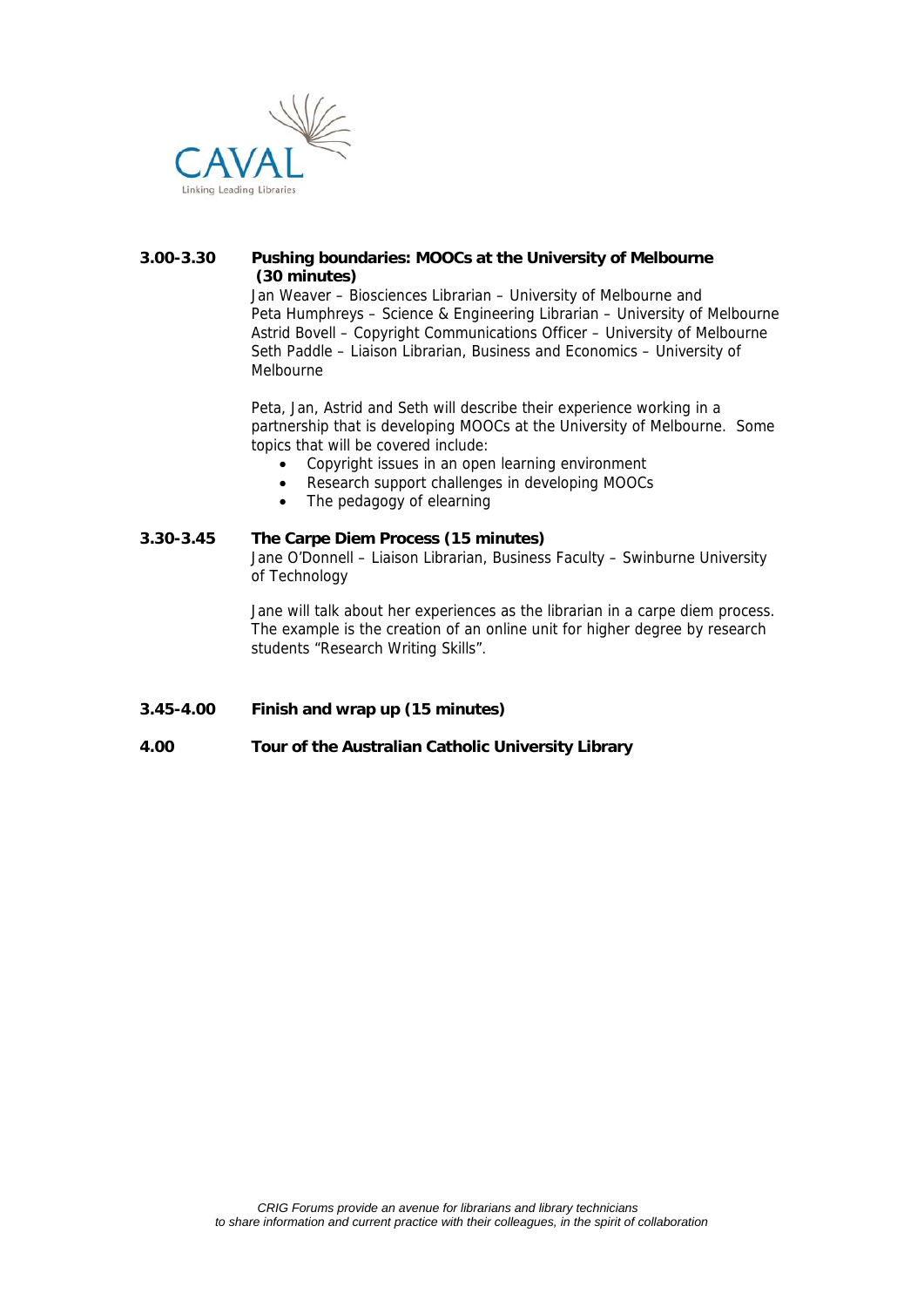**3.00-3.30** **Pushing boundaries: MOOCs at the University of Melbourne (30 minutes)**

Jan Weaver – Biosciences Librarian – University of Melbourne and
Peta Humphreys – Science & Engineering Librarian – University of Melbourne
Astrid Bovell – Copyright Communications Officer – University of Melbourne
Seth Paddle – Liaison Librarian, Business and Economics – University of Melbourne

Peta, Jan, Astrid and Seth will describe their experience working in a partnership that is developing MOOCs at the University of Melbourne. Some topics that will be covered include:

- Copyright issues in an open learning environment
- Research support challenges in developing MOOCs
- The pedagogy of elearning

**3.30-3.45** **The Carpe Diem Process (15 minutes)**

Jane O'Donnell – Liaison Librarian, Business Faculty – Swinburne University of Technology

Jane will talk about her experiences as the librarian in a carpe diem process. The example is the creation of an online unit for higher degree by research students "Research Writing Skills".

**3.45-4.00** **Finish and wrap up (15 minutes)**

**4.00** **Tour of the Australian Catholic University Library**

*CRIG Forums provide an avenue for librarians and library technicians to share information and current practice with their colleagues, in the spirit of collaboration*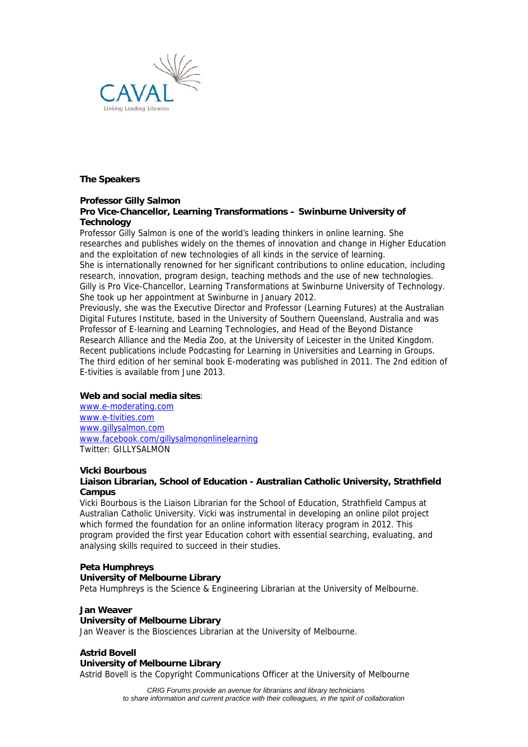## The Speakers

**Professor Gilly Salmon**
**Pro Vice-Chancellor, Learning Transformations – Swinburne University of Technology**

Professor Gilly Salmon is one of the world's leading thinkers in online learning. She researches and publishes widely on the themes of innovation and change in Higher Education and the exploitation of new technologies of all kinds in the service of learning.
She is internationally renowned for her significant contributions to online education, including research, innovation, program design, teaching methods and the use of new technologies.
Gilly is Pro Vice-Chancellor, Learning Transformations at Swinburne University of Technology. She took up her appointment at Swinburne in January 2012.
Previously, she was the Executive Director and Professor (Learning Futures) at the Australian Digital Futures Institute, based in the University of Southern Queensland, Australia and was Professor of E-learning and Learning Technologies, and Head of the Beyond Distance Research Alliance and the Media Zoo, at the University of Leicester in the United Kingdom.
Recent publications include Podcasting for Learning in Universities and Learning in Groups.
The third edition of her seminal book E-moderating was published in 2011. The 2nd edition of E-tivities is available from June 2013.

**Web and social media sites**:
www.e-moderating.com
www.e-tivities.com
www.gillysalmon.com
www.facebook.com/gillysalmononlinelearning
Twitter: GILLYSALMON

**Vicki Bourbous**
**Liaison Librarian, School of Education - Australian Catholic University, Strathfield Campus**

Vicki Bourbous is the Liaison Librarian for the School of Education, Strathfield Campus at Australian Catholic University. Vicki was instrumental in developing an online pilot project which formed the foundation for an online information literacy program in 2012. This program provided the first year Education cohort with essential searching, evaluating, and analysing skills required to succeed in their studies.

**Peta Humphreys**
**University of Melbourne Library**

Peta Humphreys is the Science & Engineering Librarian at the University of Melbourne.

**Jan Weaver**
**University of Melbourne Library**

Jan Weaver is the Biosciences Librarian at the University of Melbourne.

**Astrid Bovell**
**University of Melbourne Library**

Astrid Bovell is the Copyright Communications Officer at the University of Melbourne

*CRIG Forums provide an avenue for librarians and library technicians to share information and current practice with their colleagues, in the spirit of collaboration*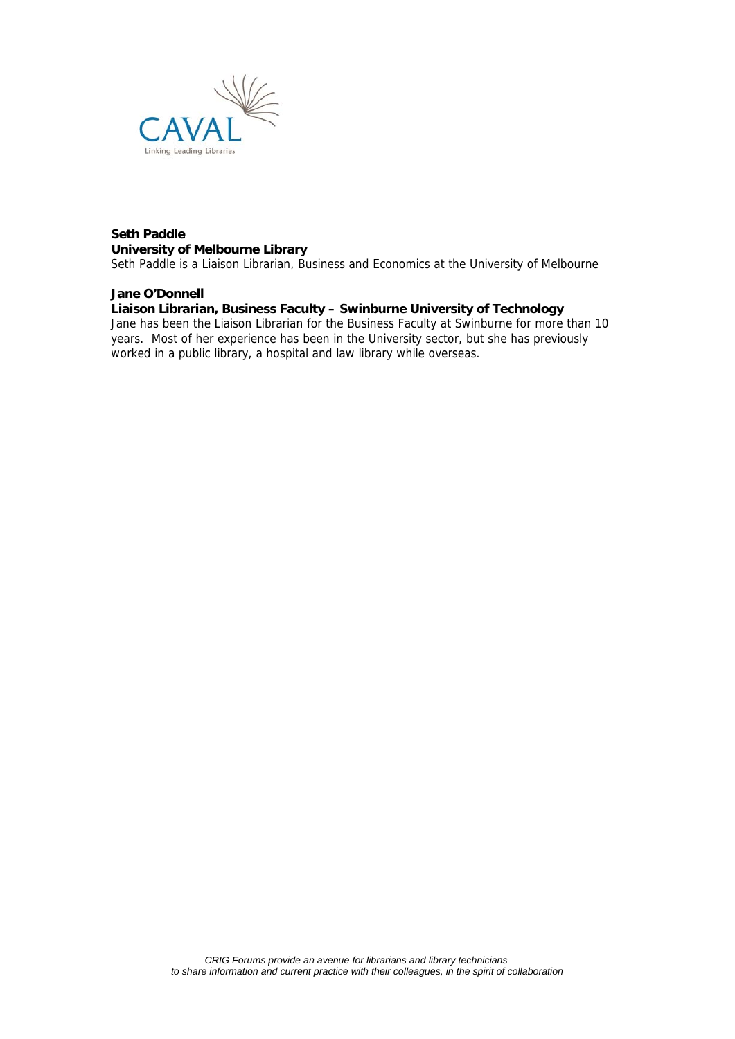**Seth Paddle**
**University of Melbourne Library**
Seth Paddle is a Liaison Librarian, Business and Economics at the University of Melbourne

**Jane O'Donnell**
**Liaison Librarian, Business Faculty – Swinburne University of Technology**
Jane has been the Liaison Librarian for the Business Faculty at Swinburne for more than 10 years. Most of her experience has been in the University sector, but she has previously worked in a public library, a hospital and law library while overseas.

*CRIG Forums provide an avenue for librarians and library technicians to share information and current practice with their colleagues, in the spirit of collaboration*